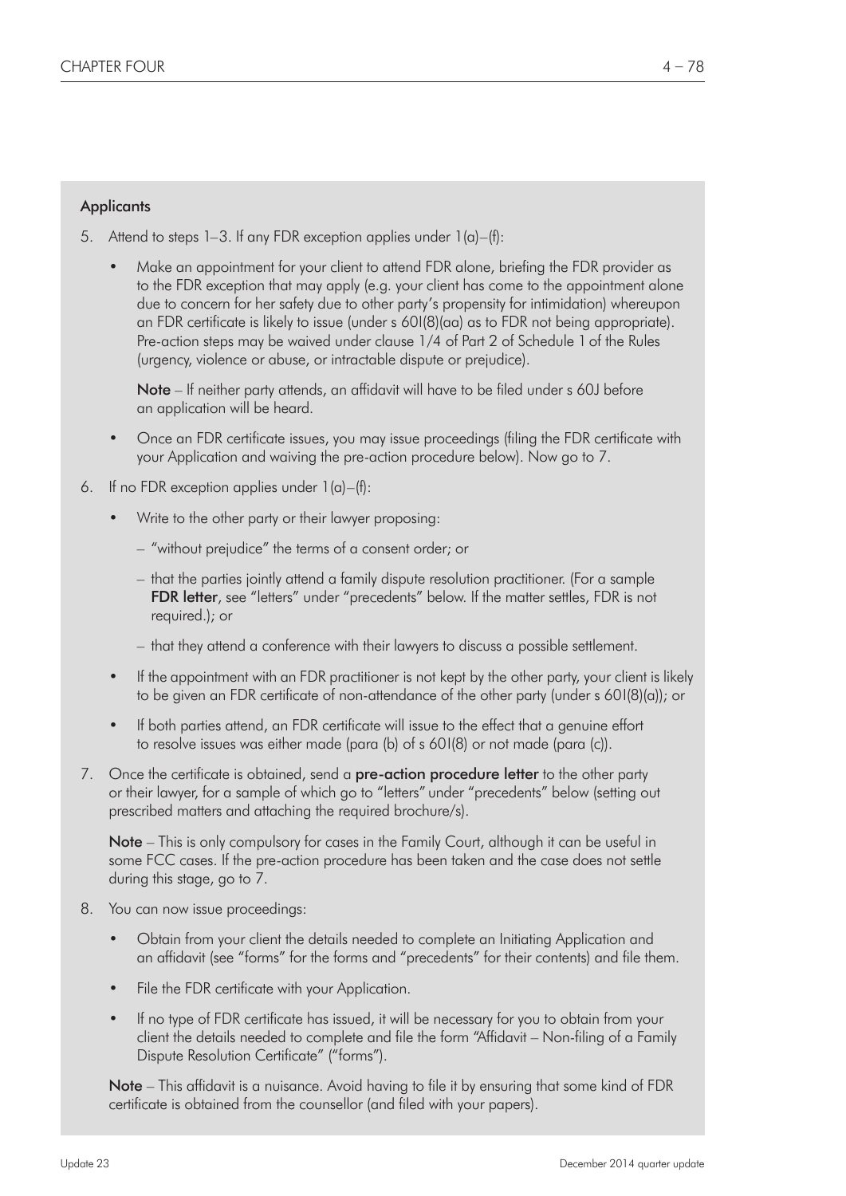**Applicants**

5. Attend to steps 1–3. If any FDR exception applies under 1(a)–(f):

   - Make an appointment for your client to attend FDR alone, briefing the FDR provider as to the FDR exception that may apply (e.g. your client has come to the appointment alone due to concern for her safety due to other party's propensity for intimidation) whereupon an FDR certificate is likely to issue (under s 60I(8)(aa) as to FDR not being appropriate). Pre-action steps may be waived under clause 1/4 of Part 2 of Schedule 1 of the Rules (urgency, violence or abuse, or intractable dispute or prejudice).

     **Note** – If neither party attends, an affidavit will have to be filed under s 60J before an application will be heard.

   - Once an FDR certificate issues, you may issue proceedings (filing the FDR certificate with your Application and waiving the pre-action procedure below). Now go to 7.

6. If no FDR exception applies under 1(a)–(f):

   - Write to the other party or their lawyer proposing:

     – "without prejudice" the terms of a consent order; or

     – that the parties jointly attend a family dispute resolution practitioner. (For a sample **FDR letter**, see "letters" under "precedents" below. If the matter settles, FDR is not required.); or

     – that they attend a conference with their lawyers to discuss a possible settlement.

   - If the appointment with an FDR practitioner is not kept by the other party, your client is likely to be given an FDR certificate of non-attendance of the other party (under s 60I(8)(a)); or

   - If both parties attend, an FDR certificate will issue to the effect that a genuine effort to resolve issues was either made (para (b) of s 60I(8) or not made (para (c)).

7. Once the certificate is obtained, send a **pre-action procedure letter** to the other party or their lawyer, for a sample of which go to "letters" under "precedents" below (setting out prescribed matters and attaching the required brochure/s).

   **Note** – This is only compulsory for cases in the Family Court, although it can be useful in some FCC cases. If the pre-action procedure has been taken and the case does not settle during this stage, go to 7.

8. You can now issue proceedings:

   - Obtain from your client the details needed to complete an Initiating Application and an affidavit (see "forms" for the forms and "precedents" for their contents) and file them.

   - File the FDR certificate with your Application.

   - If no type of FDR certificate has issued, it will be necessary for you to obtain from your client the details needed to complete and file the form "Affidavit – Non-filing of a Family Dispute Resolution Certificate" ("forms").

   **Note** – This affidavit is a nuisance. Avoid having to file it by ensuring that some kind of FDR certificate is obtained from the counsellor (and filed with your papers).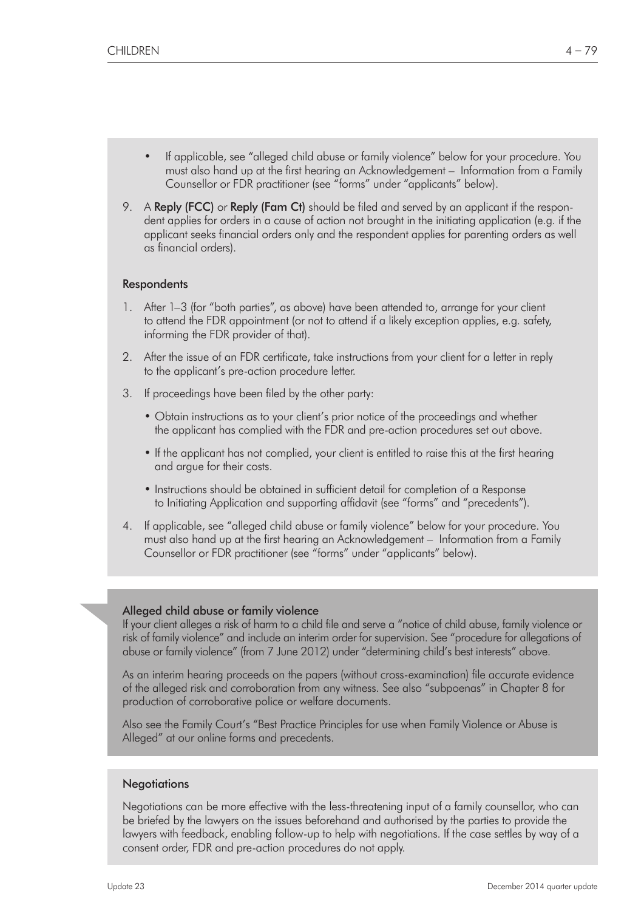- If applicable, see "alleged child abuse or family violence" below for your procedure. You must also hand up at the first hearing an Acknowledgement – Information from a Family Counsellor or FDR practitioner (see "forms" under "applicants" below).

9. A **Reply (FCC)** or **Reply (Fam Ct)** should be filed and served by an applicant if the respondent applies for orders in a cause of action not brought in the initiating application (e.g. if the applicant seeks financial orders only and the respondent applies for parenting orders as well as financial orders).

### Respondents

1. After 1–3 (for "both parties", as above) have been attended to, arrange for your client to attend the FDR appointment (or not to attend if a likely exception applies, e.g. safety, informing the FDR provider of that).
2. After the issue of an FDR certificate, take instructions from your client for a letter in reply to the applicant's pre-action procedure letter.
3. If proceedings have been filed by the other party:
   - Obtain instructions as to your client's prior notice of the proceedings and whether the applicant has complied with the FDR and pre-action procedures set out above.
   - If the applicant has not complied, your client is entitled to raise this at the first hearing and argue for their costs.
   - Instructions should be obtained in sufficient detail for completion of a Response to Initiating Application and supporting affidavit (see "forms" and "precedents").
4. If applicable, see "alleged child abuse or family violence" below for your procedure. You must also hand up at the first hearing an Acknowledgement – Information from a Family Counsellor or FDR practitioner (see "forms" under "applicants" below).

### Alleged child abuse or family violence

If your client alleges a risk of harm to a child file and serve a "notice of child abuse, family violence or risk of family violence" and include an interim order for supervision. See "procedure for allegations of abuse or family violence" (from 7 June 2012) under "determining child's best interests" above.

As an interim hearing proceeds on the papers (without cross-examination) file accurate evidence of the alleged risk and corroboration from any witness. See also "subpoenas" in Chapter 8 for production of corroborative police or welfare documents.

Also see the Family Court's "Best Practice Principles for use when Family Violence or Abuse is Alleged" at our online forms and precedents.

### Negotiations

Negotiations can be more effective with the less-threatening input of a family counsellor, who can be briefed by the lawyers on the issues beforehand and authorised by the parties to provide the lawyers with feedback, enabling follow-up to help with negotiations. If the case settles by way of a consent order, FDR and pre-action procedures do not apply.